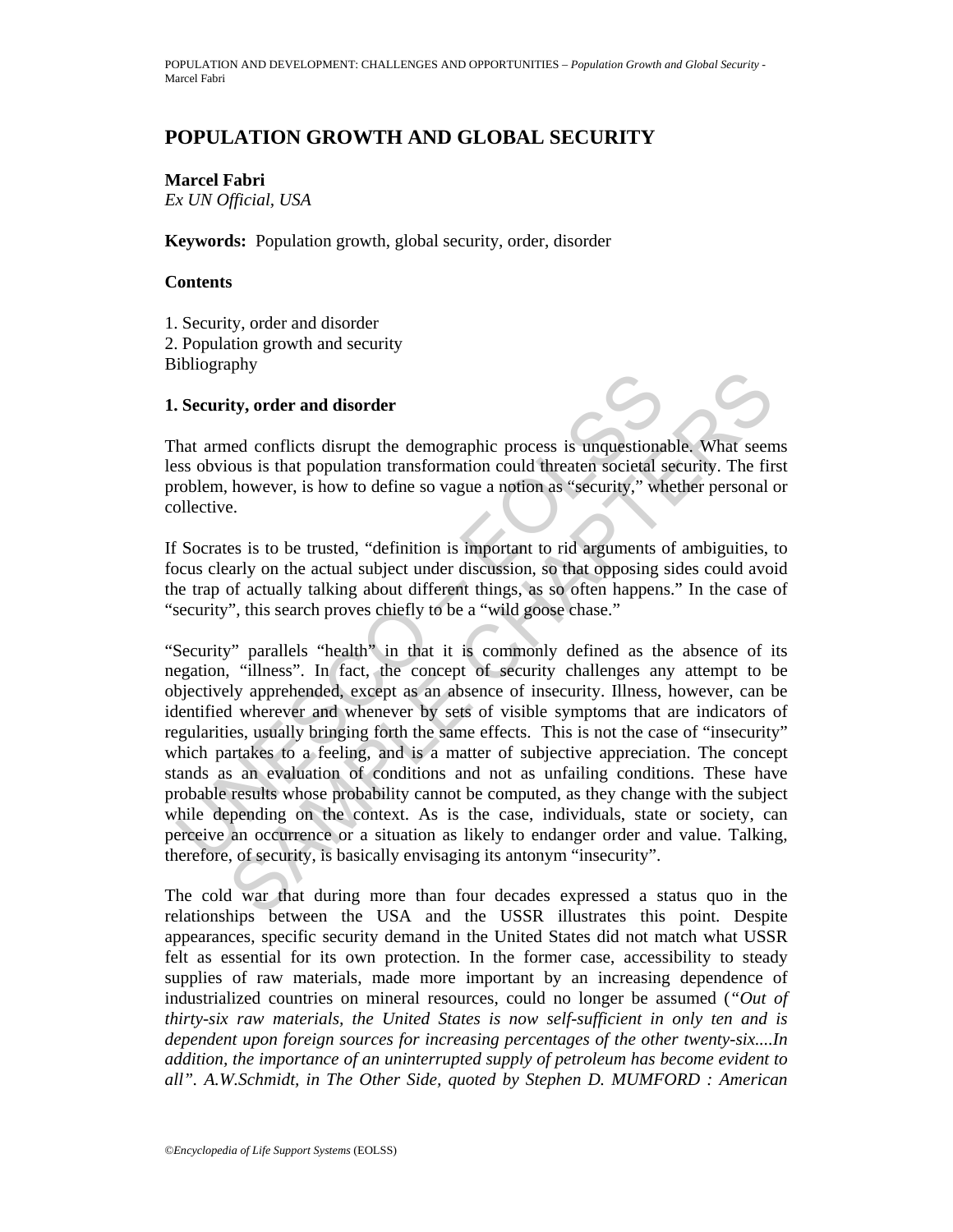# POPULATION GROWTH AND GLOBAL SECURITY

**Marcel Fabri**
*Ex UN Official, USA*

**Keywords:** Population growth, global security, order, disorder

**Contents**

1. Security, order and disorder
2. Population growth and security
Bibliography

## 1. Security, order and disorder

That armed conflicts disrupt the demographic process is unquestionable. What seems less obvious is that population transformation could threaten societal security. The first problem, however, is how to define so vague a notion as "security," whether personal or collective.

If Socrates is to be trusted, "definition is important to rid arguments of ambiguities, to focus clearly on the actual subject under discussion, so that opposing sides could avoid the trap of actually talking about different things, as so often happens." In the case of "security", this search proves chiefly to be a "wild goose chase."

"Security" parallels "health" in that it is commonly defined as the absence of its negation, "illness". In fact, the concept of security challenges any attempt to be objectively apprehended, except as an absence of insecurity. Illness, however, can be identified wherever and whenever by sets of visible symptoms that are indicators of regularities, usually bringing forth the same effects. This is not the case of "insecurity" which partakes to a feeling, and is a matter of subjective appreciation. The concept stands as an evaluation of conditions and not as unfailing conditions. These have probable results whose probability cannot be computed, as they change with the subject while depending on the context. As is the case, individuals, state or society, can perceive an occurrence or a situation as likely to endanger order and value. Talking, therefore, of security, is basically envisaging its antonym "insecurity".

The cold war that during more than four decades expressed a status quo in the relationships between the USA and the USSR illustrates this point. Despite appearances, specific security demand in the United States did not match what USSR felt as essential for its own protection. In the former case, accessibility to steady supplies of raw materials, made more important by an increasing dependence of industrialized countries on mineral resources, could no longer be assumed (*"Out of thirty-six raw materials, the United States is now self-sufficient in only ten and is dependent upon foreign sources for increasing percentages of the other twenty-six....In addition, the importance of an uninterrupted supply of petroleum has become evident to all". A.W.Schmidt, in The Other Side, quoted by Stephen D. MUMFORD : American*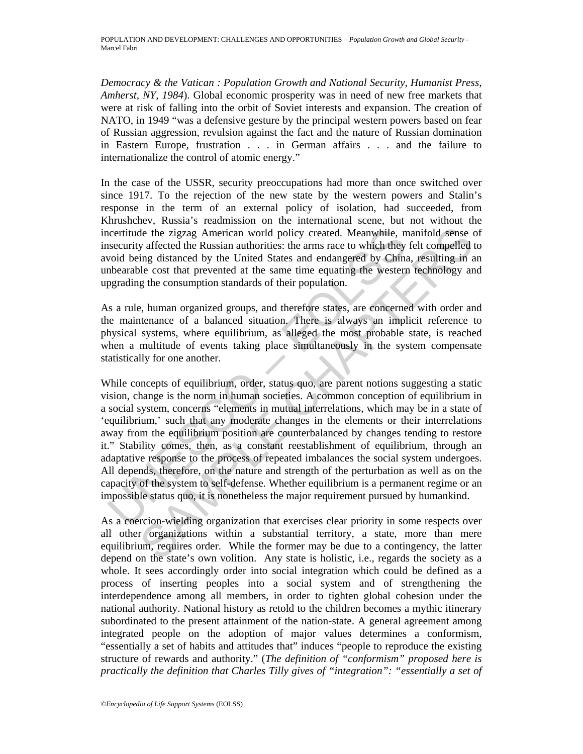*Democracy & the Vatican : Population Growth and National Security, Humanist Press, Amherst, NY, 1984*). Global economic prosperity was in need of new free markets that were at risk of falling into the orbit of Soviet interests and expansion. The creation of NATO, in 1949 "was a defensive gesture by the principal western powers based on fear of Russian aggression, revulsion against the fact and the nature of Russian domination in Eastern Europe, frustration . . . in German affairs . . . and the failure to internationalize the control of atomic energy."

In the case of the USSR, security preoccupations had more than once switched over since 1917. To the rejection of the new state by the western powers and Stalin's response in the term of an external policy of isolation, had succeeded, from Khrushchev, Russia's readmission on the international scene, but not without the incertitude the zigzag American world policy created. Meanwhile, manifold sense of insecurity affected the Russian authorities: the arms race to which they felt compelled to avoid being distanced by the United States and endangered by China, resulting in an unbearable cost that prevented at the same time equating the western technology and upgrading the consumption standards of their population.

As a rule, human organized groups, and therefore states, are concerned with order and the maintenance of a balanced situation. There is always an implicit reference to physical systems, where equilibrium, as alleged the most probable state, is reached when a multitude of events taking place simultaneously in the system compensate statistically for one another.

While concepts of equilibrium, order, status quo, are parent notions suggesting a static vision, change is the norm in human societies. A common conception of equilibrium in a social system, concerns "elements in mutual interrelations, which may be in a state of 'equilibrium,' such that any moderate changes in the elements or their interrelations away from the equilibrium position are counterbalanced by changes tending to restore it." Stability comes, then, as a constant reestablishment of equilibrium, through an adaptative response to the process of repeated imbalances the social system undergoes. All depends, therefore, on the nature and strength of the perturbation as well as on the capacity of the system to self-defense. Whether equilibrium is a permanent regime or an impossible status quo, it is nonetheless the major requirement pursued by humankind.

As a coercion-wielding organization that exercises clear priority in some respects over all other organizations within a substantial territory, a state, more than mere equilibrium, requires order. While the former may be due to a contingency, the latter depend on the state's own volition. Any state is holistic, i.e., regards the society as a whole. It sees accordingly order into social integration which could be defined as a process of inserting peoples into a social system and of strengthening the interdependence among all members, in order to tighten global cohesion under the national authority. National history as retold to the children becomes a mythic itinerary subordinated to the present attainment of the nation-state. A general agreement among integrated people on the adoption of major values determines a conformism, "essentially a set of habits and attitudes that" induces "people to reproduce the existing structure of rewards and authority." (*The definition of "conformism" proposed here is practically the definition that Charles Tilly gives of "integration": "essentially a set of*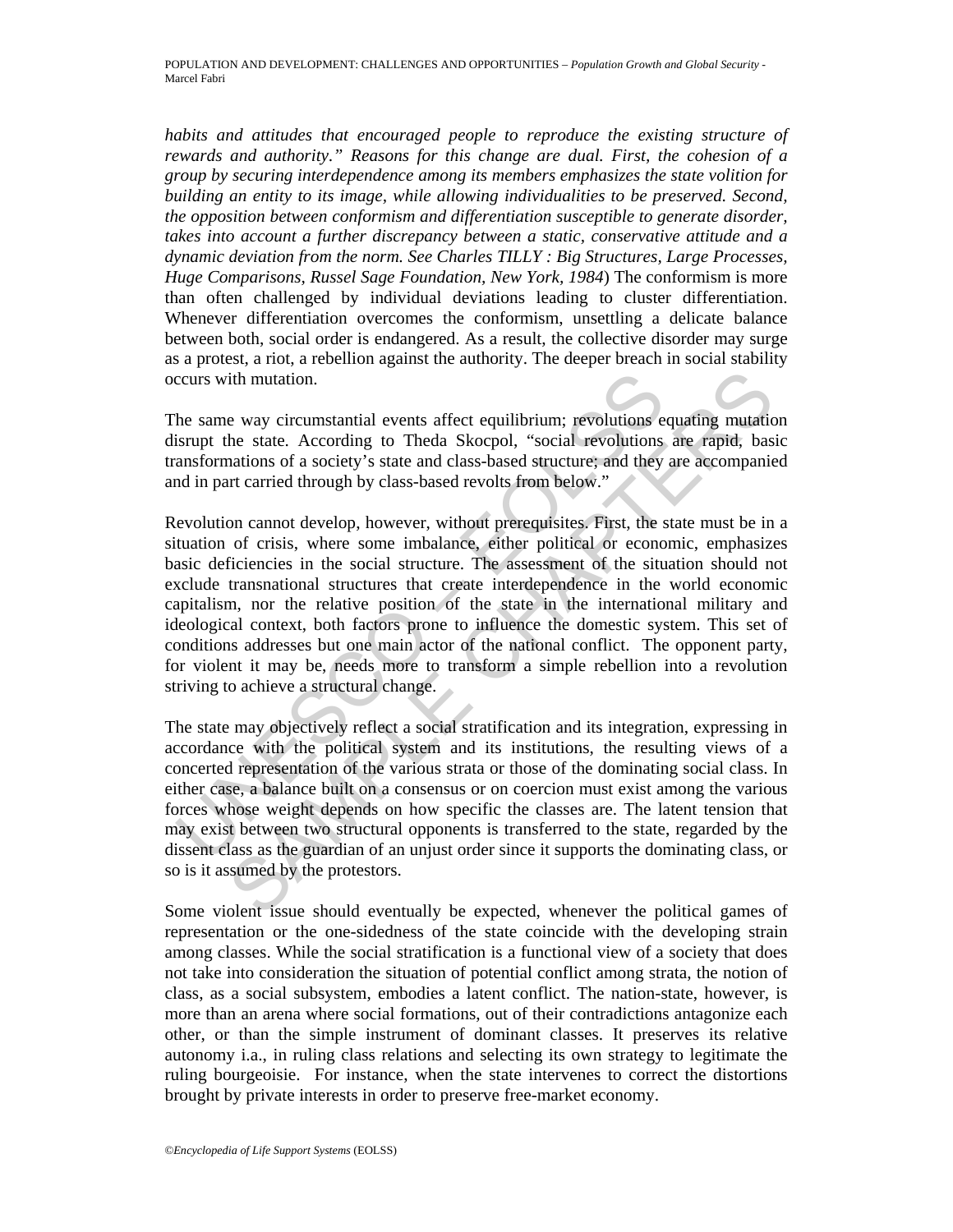*habits and attitudes that encouraged people to reproduce the existing structure of rewards and authority." Reasons for this change are dual. First, the cohesion of a group by securing interdependence among its members emphasizes the state volition for building an entity to its image, while allowing individualities to be preserved. Second, the opposition between conformism and differentiation susceptible to generate disorder, takes into account a further discrepancy between a static, conservative attitude and a dynamic deviation from the norm. See Charles TILLY : Big Structures, Large Processes, Huge Comparisons, Russel Sage Foundation, New York, 1984*) The conformism is more than often challenged by individual deviations leading to cluster differentiation. Whenever differentiation overcomes the conformism, unsettling a delicate balance between both, social order is endangered. As a result, the collective disorder may surge as a protest, a riot, a rebellion against the authority. The deeper breach in social stability occurs with mutation.

The same way circumstantial events affect equilibrium; revolutions equating mutation disrupt the state. According to Theda Skocpol, "social revolutions are rapid, basic transformations of a society's state and class-based structure; and they are accompanied and in part carried through by class-based revolts from below."

Revolution cannot develop, however, without prerequisites. First, the state must be in a situation of crisis, where some imbalance, either political or economic, emphasizes basic deficiencies in the social structure. The assessment of the situation should not exclude transnational structures that create interdependence in the world economic capitalism, nor the relative position of the state in the international military and ideological context, both factors prone to influence the domestic system. This set of conditions addresses but one main actor of the national conflict. The opponent party, for violent it may be, needs more to transform a simple rebellion into a revolution striving to achieve a structural change.

The state may objectively reflect a social stratification and its integration, expressing in accordance with the political system and its institutions, the resulting views of a concerted representation of the various strata or those of the dominating social class. In either case, a balance built on a consensus or on coercion must exist among the various forces whose weight depends on how specific the classes are. The latent tension that may exist between two structural opponents is transferred to the state, regarded by the dissent class as the guardian of an unjust order since it supports the dominating class, or so is it assumed by the protestors.

Some violent issue should eventually be expected, whenever the political games of representation or the one-sidedness of the state coincide with the developing strain among classes. While the social stratification is a functional view of a society that does not take into consideration the situation of potential conflict among strata, the notion of class, as a social subsystem, embodies a latent conflict. The nation-state, however, is more than an arena where social formations, out of their contradictions antagonize each other, or than the simple instrument of dominant classes. It preserves its relative autonomy i.a., in ruling class relations and selecting its own strategy to legitimate the ruling bourgeoisie. For instance, when the state intervenes to correct the distortions brought by private interests in order to preserve free-market economy.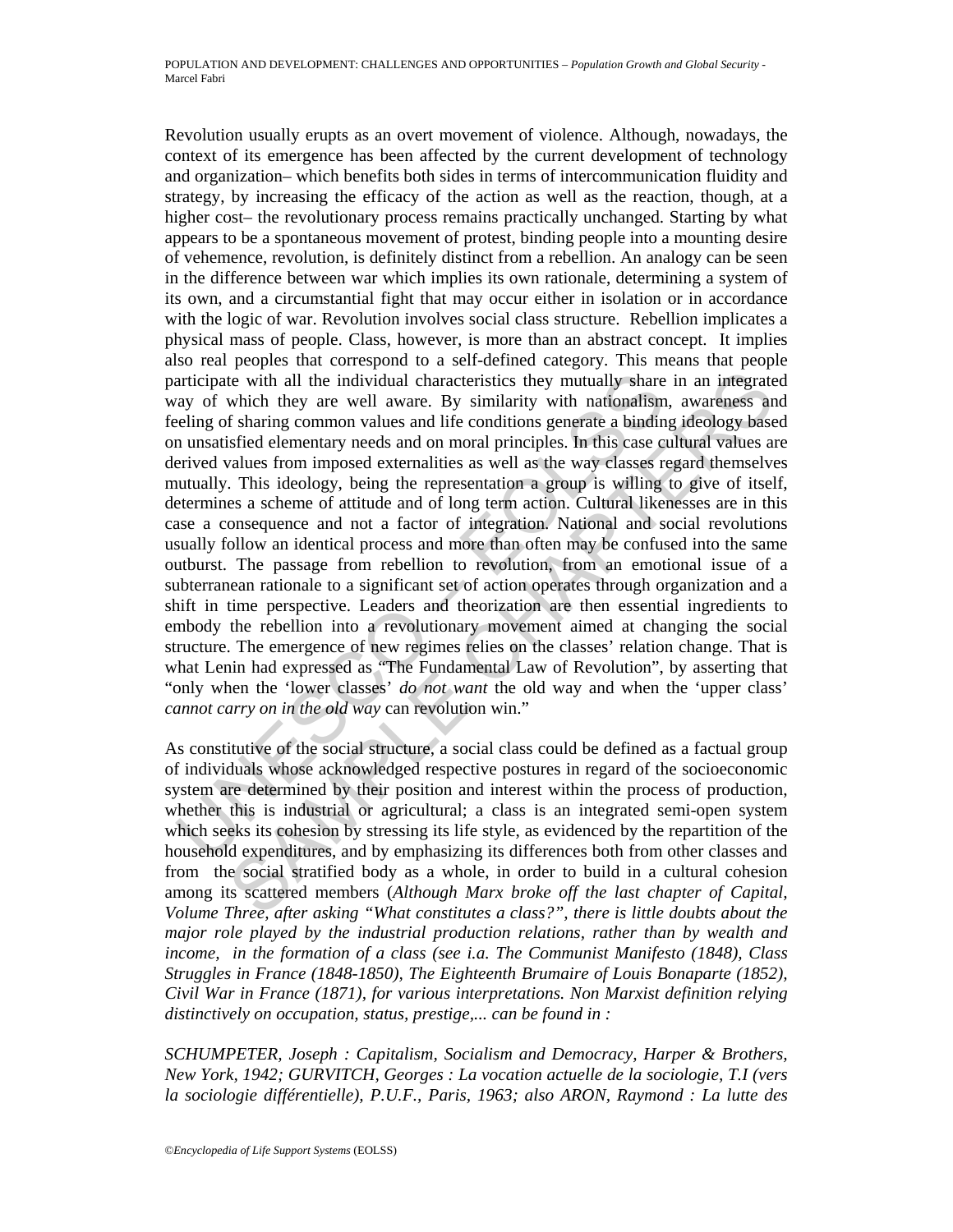Revolution usually erupts as an overt movement of violence. Although, nowadays, the context of its emergence has been affected by the current development of technology and organization– which benefits both sides in terms of intercommunication fluidity and strategy, by increasing the efficacy of the action as well as the reaction, though, at a higher cost– the revolutionary process remains practically unchanged. Starting by what appears to be a spontaneous movement of protest, binding people into a mounting desire of vehemence, revolution, is definitely distinct from a rebellion. An analogy can be seen in the difference between war which implies its own rationale, determining a system of its own, and a circumstantial fight that may occur either in isolation or in accordance with the logic of war. Revolution involves social class structure. Rebellion implicates a physical mass of people. Class, however, is more than an abstract concept. It implies also real peoples that correspond to a self-defined category. This means that people participate with all the individual characteristics they mutually share in an integrated way of which they are well aware. By similarity with nationalism, awareness and feeling of sharing common values and life conditions generate a binding ideology based on unsatisfied elementary needs and on moral principles. In this case cultural values are derived values from imposed externalities as well as the way classes regard themselves mutually. This ideology, being the representation a group is willing to give of itself, determines a scheme of attitude and of long term action. Cultural likenesses are in this case a consequence and not a factor of integration. National and social revolutions usually follow an identical process and more than often may be confused into the same outburst. The passage from rebellion to revolution, from an emotional issue of a subterranean rationale to a significant set of action operates through organization and a shift in time perspective. Leaders and theorization are then essential ingredients to embody the rebellion into a revolutionary movement aimed at changing the social structure. The emergence of new regimes relies on the classes' relation change. That is what Lenin had expressed as "The Fundamental Law of Revolution", by asserting that "only when the 'lower classes' *do not want* the old way and when the 'upper class' *cannot carry on in the old way* can revolution win."

As constitutive of the social structure, a social class could be defined as a factual group of individuals whose acknowledged respective postures in regard of the socioeconomic system are determined by their position and interest within the process of production, whether this is industrial or agricultural; a class is an integrated semi-open system which seeks its cohesion by stressing its life style, as evidenced by the repartition of the household expenditures, and by emphasizing its differences both from other classes and from the social stratified body as a whole, in order to build in a cultural cohesion among its scattered members (*Although Marx broke off the last chapter of Capital, Volume Three, after asking "What constitutes a class?", there is little doubts about the major role played by the industrial production relations, rather than by wealth and income, in the formation of a class (see i.a. The Communist Manifesto (1848), Class Struggles in France (1848-1850), The Eighteenth Brumaire of Louis Bonaparte (1852), Civil War in France (1871), for various interpretations. Non Marxist definition relying distinctively on occupation, status, prestige,... can be found in :*

*SCHUMPETER, Joseph : Capitalism, Socialism and Democracy, Harper & Brothers, New York, 1942; GURVITCH, Georges : La vocation actuelle de la sociologie, T.I (vers la sociologie différentielle), P.U.F., Paris, 1963; also ARON, Raymond : La lutte des*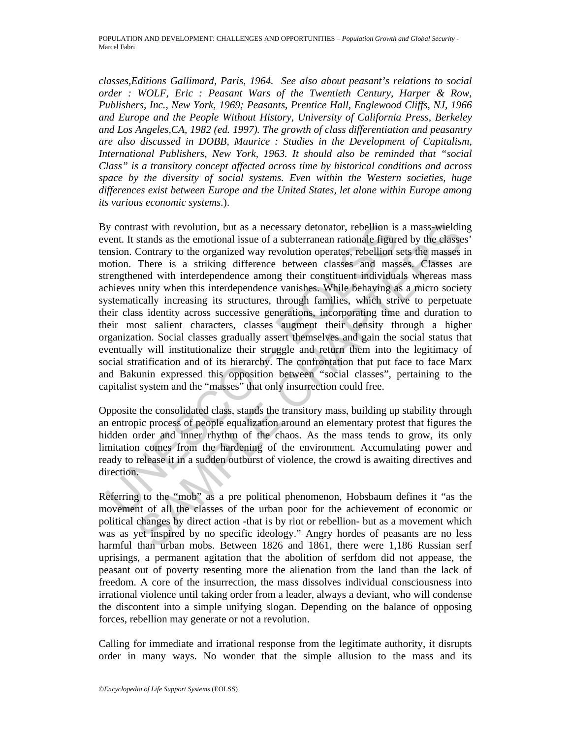*classes,Editions Gallimard, Paris, 1964. See also about peasant's relations to social order : WOLF, Eric : Peasant Wars of the Twentieth Century, Harper & Row, Publishers, Inc., New York, 1969; Peasants, Prentice Hall, Englewood Cliffs, NJ, 1966 and Europe and the People Without History, University of California Press, Berkeley and Los Angeles,CA, 1982 (ed. 1997). The growth of class differentiation and peasantry are also discussed in DOBB, Maurice : Studies in the Development of Capitalism, International Publishers, New York, 1963. It should also be reminded that "social Class" is a transitory concept affected across time by historical conditions and across space by the diversity of social systems. Even within the Western societies, huge differences exist between Europe and the United States, let alone within Europe among its various economic systems*.).

By contrast with revolution, but as a necessary detonator, rebellion is a mass-wielding event. It stands as the emotional issue of a subterranean rationale figured by the classes' tension. Contrary to the organized way revolution operates, rebellion sets the masses in motion. There is a striking difference between classes and masses. Classes are strengthened with interdependence among their constituent individuals whereas mass achieves unity when this interdependence vanishes. While behaving as a micro society systematically increasing its structures, through families, which strive to perpetuate their class identity across successive generations, incorporating time and duration to their most salient characters, classes augment their density through a higher organization. Social classes gradually assert themselves and gain the social status that eventually will institutionalize their struggle and return them into the legitimacy of social stratification and of its hierarchy. The confrontation that put face to face Marx and Bakunin expressed this opposition between "social classes", pertaining to the capitalist system and the "masses" that only insurrection could free.

Opposite the consolidated class, stands the transitory mass, building up stability through an entropic process of people equalization around an elementary protest that figures the hidden order and inner rhythm of the chaos. As the mass tends to grow, its only limitation comes from the hardening of the environment. Accumulating power and ready to release it in a sudden outburst of violence, the crowd is awaiting directives and direction.

Referring to the "mob" as a pre political phenomenon, Hobsbaum defines it "as the movement of all the classes of the urban poor for the achievement of economic or political changes by direct action -that is by riot or rebellion- but as a movement which was as yet inspired by no specific ideology." Angry hordes of peasants are no less harmful than urban mobs. Between 1826 and 1861, there were 1,186 Russian serf uprisings, a permanent agitation that the abolition of serfdom did not appease, the peasant out of poverty resenting more the alienation from the land than the lack of freedom. A core of the insurrection, the mass dissolves individual consciousness into irrational violence until taking order from a leader, always a deviant, who will condense the discontent into a simple unifying slogan. Depending on the balance of opposing forces, rebellion may generate or not a revolution.

Calling for immediate and irrational response from the legitimate authority, it disrupts order in many ways. No wonder that the simple allusion to the mass and its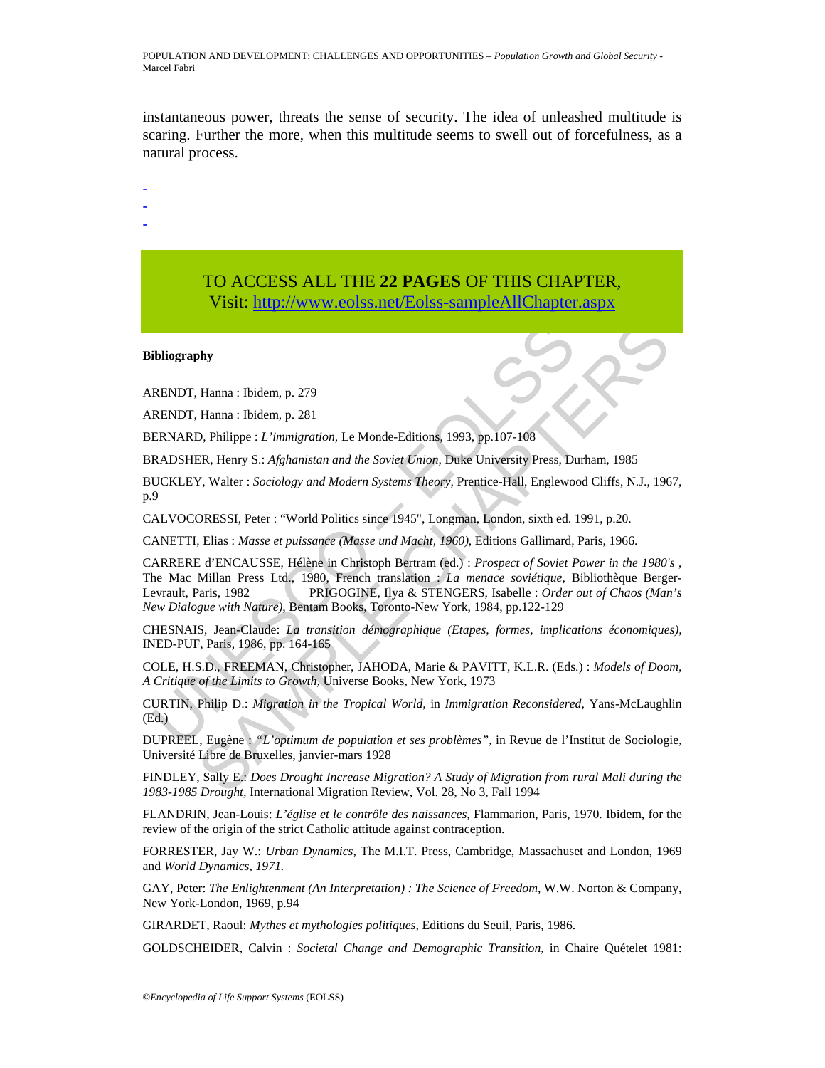instantaneous power, threats the sense of security. The idea of unleashed multitude is scaring. Further the more, when this multitude seems to swell out of forcefulness, as a natural process.

-
-
-

TO ACCESS ALL THE **22 PAGES** OF THIS CHAPTER,
Visit: http://www.eolss.net/Eolss-sampleAllChapter.aspx

**Bibliography**

ARENDT, Hanna : Ibidem, p. 279

ARENDT, Hanna : Ibidem, p. 281

BERNARD, Philippe : *L'immigration,* Le Monde-Editions, 1993, pp.107-108

BRADSHER, Henry S.: *Afghanistan and the Soviet Union,* Duke University Press, Durham, 1985

BUCKLEY, Walter : *Sociology and Modern Systems Theory,* Prentice-Hall, Englewood Cliffs, N.J., 1967, p.9

CALVOCORESSI, Peter : "World Politics since 1945", Longman, London, sixth ed. 1991, p.20.

CANETTI, Elias : *Masse et puissance (Masse und Macht, 1960),* Editions Gallimard, Paris, 1966.

CARRERE d'ENCAUSSE, Hélène in Christoph Bertram (ed.) : *Prospect of Soviet Power in the 1980's* , The Mac Millan Press Ltd., 1980, French translation : *La menace soviétique,* Bibliothèque Berger-Levrault, Paris, 1982 PRIGOGINE, Ilya & STENGERS, Isabelle : *Order out of Chaos (Man's New Dialogue with Nature),* Bentam Books, Toronto-New York, 1984, pp.122-129

CHESNAIS, Jean-Claude: *La transition démographique (Etapes, formes, implications économiques),* INED-PUF, Paris, 1986, pp. 164-165

COLE, H.S.D., FREEMAN, Christopher, JAHODA, Marie & PAVITT, K.L.R. (Eds.) : *Models of Doom, A Critique of the Limits to Growth,* Universe Books, New York, 1973

CURTIN, Philip D.: *Migration in the Tropical World,* in *Immigration Reconsidered,* Yans-McLaughlin (Ed.)

DUPREEL, Eugène : *"L'optimum de population et ses problèmes",* in Revue de l'Institut de Sociologie, Université Libre de Bruxelles, janvier-mars 1928

FINDLEY, Sally E.: *Does Drought Increase Migration? A Study of Migration from rural Mali during the 1983-1985 Drought,* International Migration Review, Vol. 28, No 3, Fall 1994

FLANDRIN, Jean-Louis: *L'église et le contrôle des naissances,* Flammarion, Paris, 1970. Ibidem, for the review of the origin of the strict Catholic attitude against contraception.

FORRESTER, Jay W.: *Urban Dynamics,* The M.I.T. Press, Cambridge, Massachuset and London, 1969 and *World Dynamics, 1971.*

GAY, Peter: *The Enlightenment (An Interpretation) : The Science of Freedom,* W.W. Norton & Company, New York-London, 1969, p.94

GIRARDET, Raoul: *Mythes et mythologies politiques,* Editions du Seuil, Paris, 1986.

GOLDSCHEIDER, Calvin : *Societal Change and Demographic Transition,* in Chaire Quételet 1981: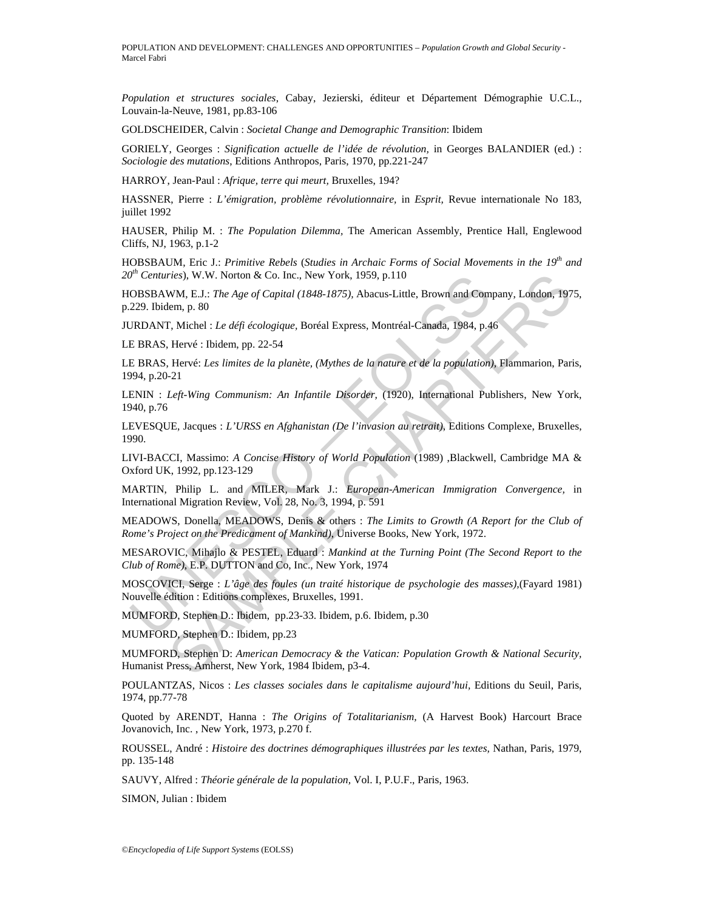*Population et structures sociales*, Cabay, Jezierski, éditeur et Département Démographie U.C.L., Louvain-la-Neuve, 1981, pp.83-106

GOLDSCHEIDER, Calvin : *Societal Change and Demographic Transition*: Ibidem

GORIELY, Georges : *Signification actuelle de l'idée de révolution*, in Georges BALANDIER (ed.) : *Sociologie des mutations*, Editions Anthropos, Paris, 1970, pp.221-247

HARROY, Jean-Paul : *Afrique, terre qui meurt*, Bruxelles, 194?

HASSNER, Pierre : *L'émigration, problème révolutionnaire*, in *Esprit*, Revue internationale No 183, juillet 1992

HAUSER, Philip M. : *The Population Dilemma*, The American Assembly, Prentice Hall, Englewood Cliffs, NJ, 1963, p.1-2

HOBSBAUM, Eric J.: *Primitive Rebels* (*Studies in Archaic Forms of Social Movements in the 19th and 20th Centuries*), W.W. Norton & Co. Inc., New York, 1959, p.110

HOBSBAWM, E.J.: *The Age of Capital (1848-1875)*, Abacus-Little, Brown and Company, London, 1975, p.229. Ibidem, p. 80

JURDANT, Michel : *Le défi écologique*, Boréal Express, Montréal-Canada, 1984, p.46

LE BRAS, Hervé : Ibidem, pp. 22-54

LE BRAS, Hervé: *Les limites de la planète, (Mythes de la nature et de la population)*, Flammarion, Paris, 1994, p.20-21

LENIN : *Left-Wing Communism: An Infantile Disorder*, (1920), International Publishers, New York, 1940, p.76

LEVESQUE, Jacques : *L'URSS en Afghanistan (De l'invasion au retrait)*, Editions Complexe, Bruxelles, 1990.

LIVI-BACCI, Massimo: *A Concise History of World Population* (1989) ,Blackwell, Cambridge MA & Oxford UK, 1992, pp.123-129

MARTIN, Philip L. and MILER, Mark J.: *European-American Immigration Convergence*, in International Migration Review, Vol. 28, No. 3, 1994, p. 591

MEADOWS, Donella, MEADOWS, Denis & others : *The Limits to Growth (A Report for the Club of Rome's Project on the Predicament of Mankind)*, Universe Books, New York, 1972.

MESAROVIC, Mihajlo & PESTEL, Eduard : *Mankind at the Turning Point (The Second Report to the Club of Rome)*, E.P. DUTTON and Co, Inc., New York, 1974

MOSCOVICI, Serge : *L'âge des foules (un traité historique de psychologie des masses)*,(Fayard 1981) Nouvelle édition : Editions complexes, Bruxelles, 1991.

MUMFORD, Stephen D.: Ibidem, pp.23-33. Ibidem, p.6. Ibidem, p.30

MUMFORD, Stephen D.: Ibidem, pp.23

MUMFORD, Stephen D: *American Democracy & the Vatican: Population Growth & National Security*, Humanist Press, Amherst, New York, 1984 Ibidem, p3-4.

POULANTZAS, Nicos : *Les classes sociales dans le capitalisme aujourd'hui*, Editions du Seuil, Paris, 1974, pp.77-78

Quoted by ARENDT, Hanna : *The Origins of Totalitarianism*, (A Harvest Book) Harcourt Brace Jovanovich, Inc. , New York, 1973, p.270 f.

ROUSSEL, André : *Histoire des doctrines démographiques illustrées par les textes*, Nathan, Paris, 1979, pp. 135-148

SAUVY, Alfred : *Théorie générale de la population*, Vol. I, P.U.F., Paris, 1963.

SIMON, Julian : Ibidem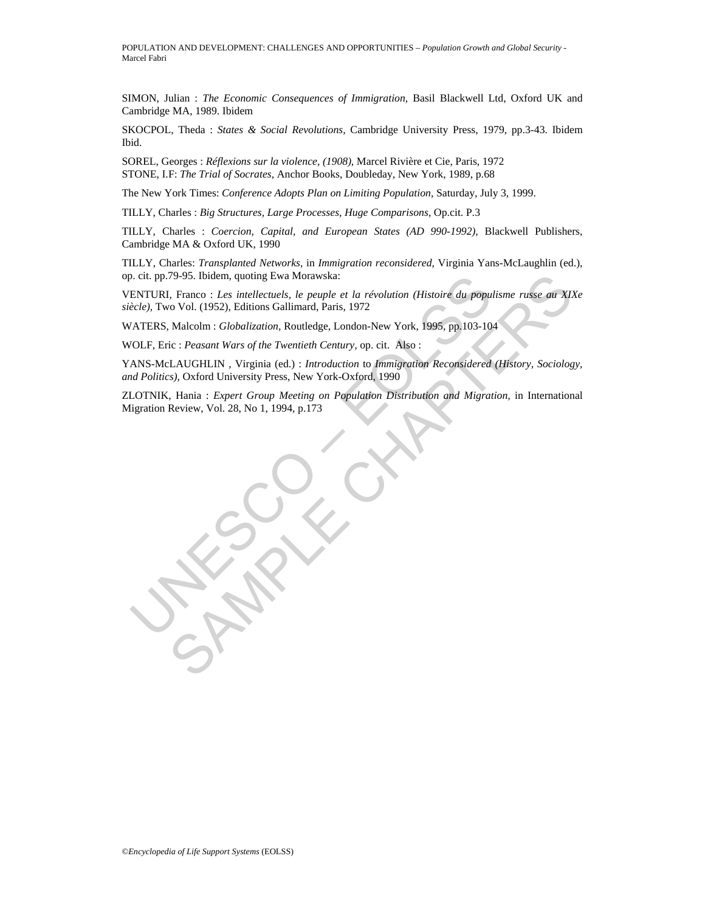SIMON, Julian : *The Economic Consequences of Immigration,* Basil Blackwell Ltd, Oxford UK and Cambridge MA, 1989. Ibidem

SKOCPOL, Theda : *States & Social Revolutions,* Cambridge University Press, 1979, pp.3-43. Ibidem Ibid.

SOREL, Georges : *Réflexions sur la violence, (1908),* Marcel Rivière et Cie, Paris, 1972
STONE, I.F: *The Trial of Socrates,* Anchor Books, Doubleday, New York, 1989, p.68

The New York Times: *Conference Adopts Plan on Limiting Population,* Saturday, July 3, 1999.

TILLY, Charles : *Big Structures, Large Processes, Huge Comparisons*, Op.cit. P.3

TILLY, Charles : *Coercion, Capital, and European States (AD 990-1992),* Blackwell Publishers, Cambridge MA & Oxford UK, 1990

TILLY, Charles: *Transplanted Networks,* in *Immigration reconsidered,* Virginia Yans-McLaughlin (ed.), op. cit. pp.79-95. Ibidem, quoting Ewa Morawska:

VENTURI, Franco : *Les intellectuels, le peuple et la révolution (Histoire du populisme russe au XIXe siècle),* Two Vol. (1952), Editions Gallimard, Paris, 1972

WATERS, Malcolm : *Globalization,* Routledge, London-New York, 1995, pp.103-104

WOLF, Eric : *Peasant Wars of the Twentieth Century,* op. cit. Also :

YANS-McLAUGHLIN , Virginia (ed.) : *Introduction* to *Immigration Reconsidered (History, Sociology, and Politics),* Oxford University Press, New York-Oxford, 1990

ZLOTNIK, Hania : *Expert Group Meeting on Population Distribution and Migration,* in International Migration Review, Vol. 28, No 1, 1994, p.173